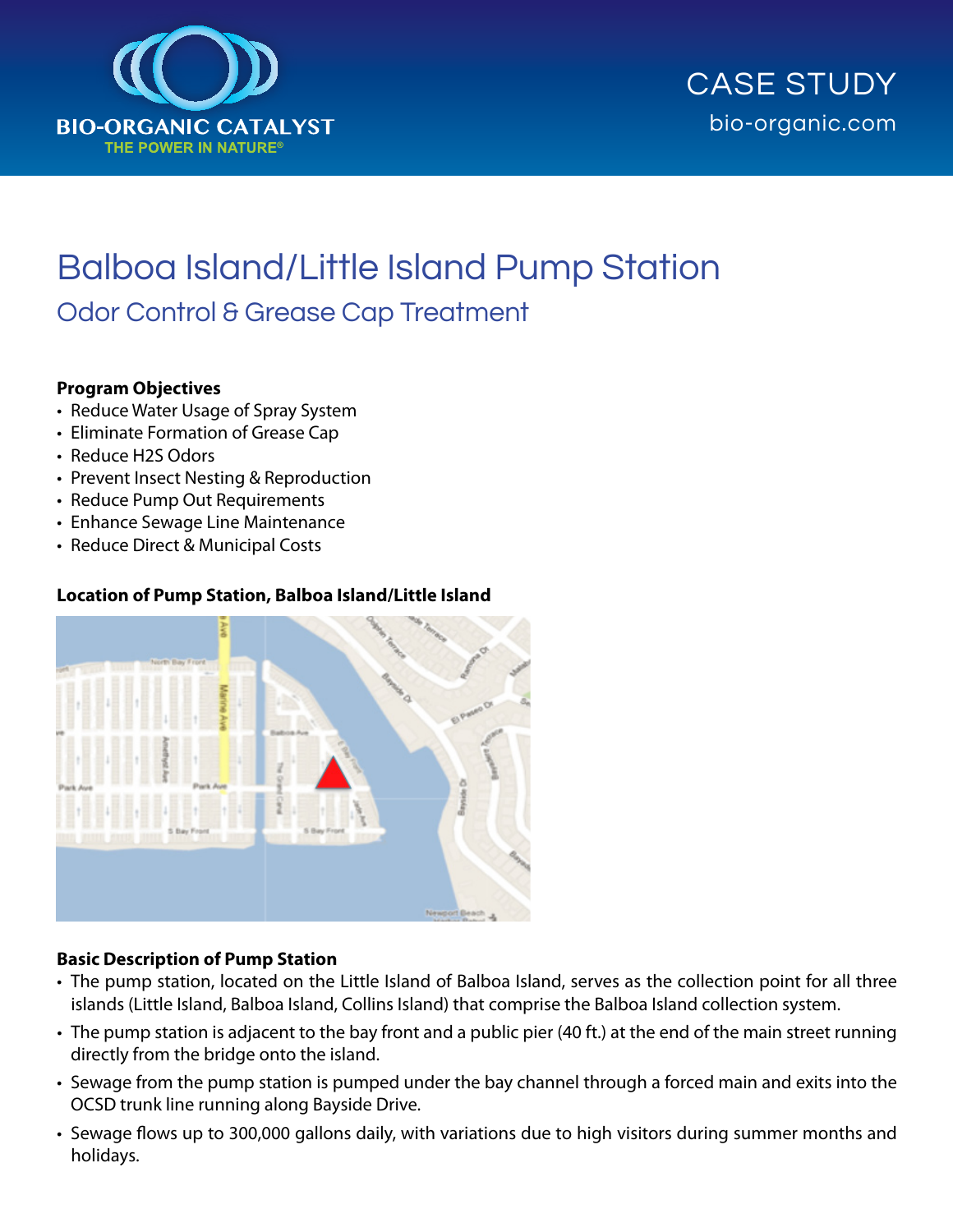BIO-ORGANIC CATALYST

THE POWER IN NATURE®

CASE STUDY

bio-organic.com

# Balboa Island/Little Island Pump Station

## Odor Control & Grease Cap Treatment

**Program Objectives**

- Reduce Water Usage of Spray System
- Eliminate Formation of Grease Cap
- Reduce H2S Odors
- Prevent Insect Nesting & Reproduction
- Reduce Pump Out Requirements
- Enhance Sewage Line Maintenance
- Reduce Direct & Municipal Costs

**Location of Pump Station, Balboa Island/Little Island**

**Basic Description of Pump Station**

- The pump station, located on the Little Island of Balboa Island, serves as the collection point for all three islands (Little Island, Balboa Island, Collins Island) that comprise the Balboa Island collection system.
- The pump station is adjacent to the bay front and a public pier (40 ft.) at the end of the main street running directly from the bridge onto the island.
- Sewage from the pump station is pumped under the bay channel through a forced main and exits into the OCSD trunk line running along Bayside Drive.
- Sewage flows up to 300,000 gallons daily, with variations due to high visitors during summer months and holidays.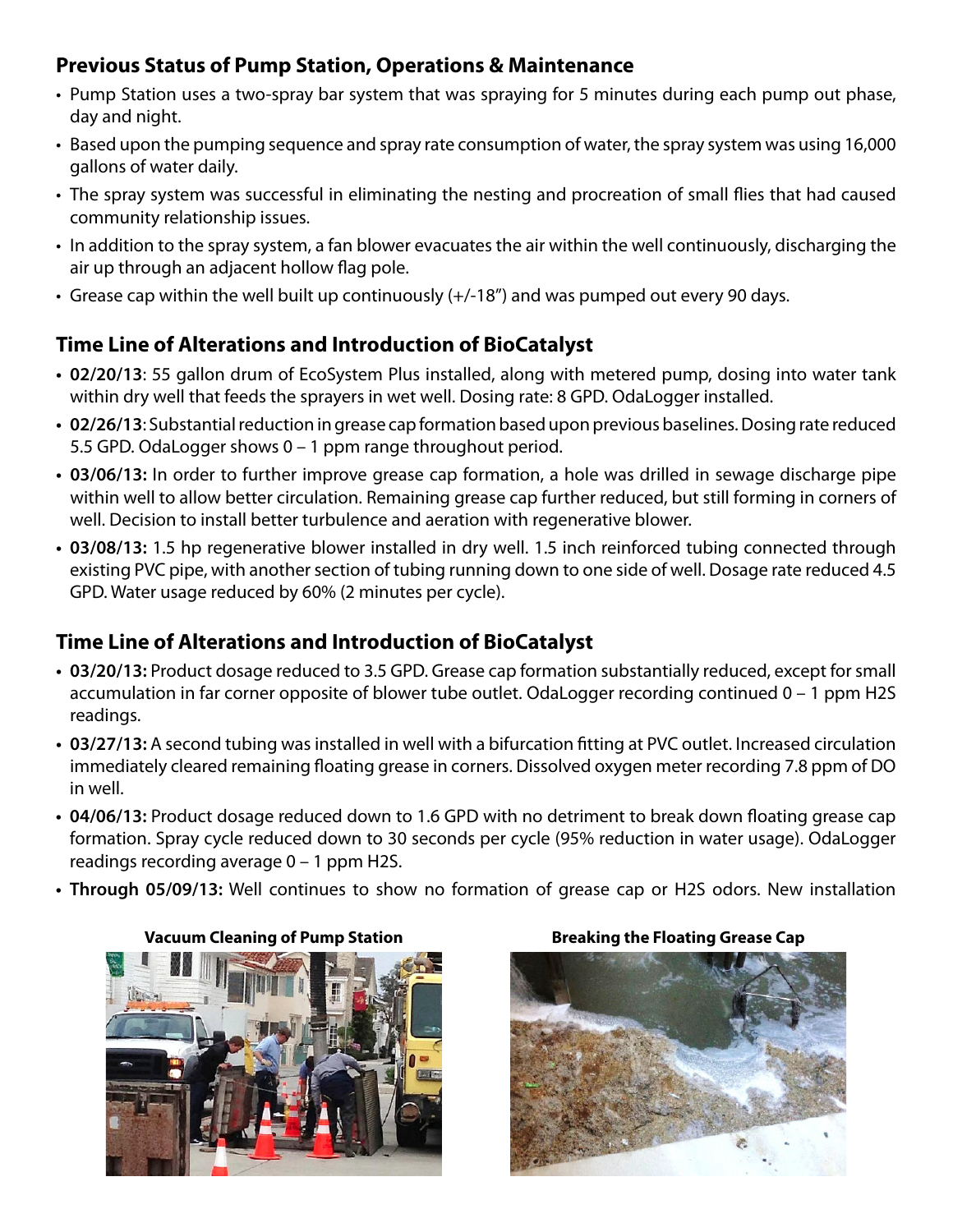## Previous Status of Pump Station, Operations & Maintenance

- Pump Station uses a two-spray bar system that was spraying for 5 minutes during each pump out phase, day and night.
- Based upon the pumping sequence and spray rate consumption of water, the spray system was using 16,000 gallons of water daily.
- The spray system was successful in eliminating the nesting and procreation of small flies that had caused community relationship issues.
- In addition to the spray system, a fan blower evacuates the air within the well continuously, discharging the air up through an adjacent hollow flag pole.
- Grease cap within the well built up continuously (+/-18") and was pumped out every 90 days.

## Time Line of Alterations and Introduction of BioCatalyst

- **02/20/13**: 55 gallon drum of EcoSystem Plus installed, along with metered pump, dosing into water tank within dry well that feeds the sprayers in wet well. Dosing rate: 8 GPD. OdaLogger installed.
- **02/26/13**: Substantial reduction in grease cap formation based upon previous baselines. Dosing rate reduced 5.5 GPD. OdaLogger shows 0 – 1 ppm range throughout period.
- **03/06/13:** In order to further improve grease cap formation, a hole was drilled in sewage discharge pipe within well to allow better circulation. Remaining grease cap further reduced, but still forming in corners of well. Decision to install better turbulence and aeration with regenerative blower.
- **03/08/13:** 1.5 hp regenerative blower installed in dry well. 1.5 inch reinforced tubing connected through existing PVC pipe, with another section of tubing running down to one side of well. Dosage rate reduced 4.5 GPD. Water usage reduced by 60% (2 minutes per cycle).

## Time Line of Alterations and Introduction of BioCatalyst

- **03/20/13:** Product dosage reduced to 3.5 GPD. Grease cap formation substantially reduced, except for small accumulation in far corner opposite of blower tube outlet. OdaLogger recording continued 0 – 1 ppm $H_2S$ readings.
- **03/27/13:** A second tubing was installed in well with a bifurcation fitting at PVC outlet. Increased circulation immediately cleared remaining floating grease in corners. Dissolved oxygen meter recording 7.8 ppm of DO in well.
- **04/06/13:** Product dosage reduced down to 1.6 GPD with no detriment to break down floating grease cap formation. Spray cycle reduced down to 30 seconds per cycle (95% reduction in water usage). OdaLogger readings recording average 0 – 1 ppm $H_2S$.
- **Through 05/09/13:** Well continues to show no formation of grease cap or $H_2S$ odors. New installation

**Vacuum Cleaning of Pump Station**

**Breaking the Floating Grease Cap**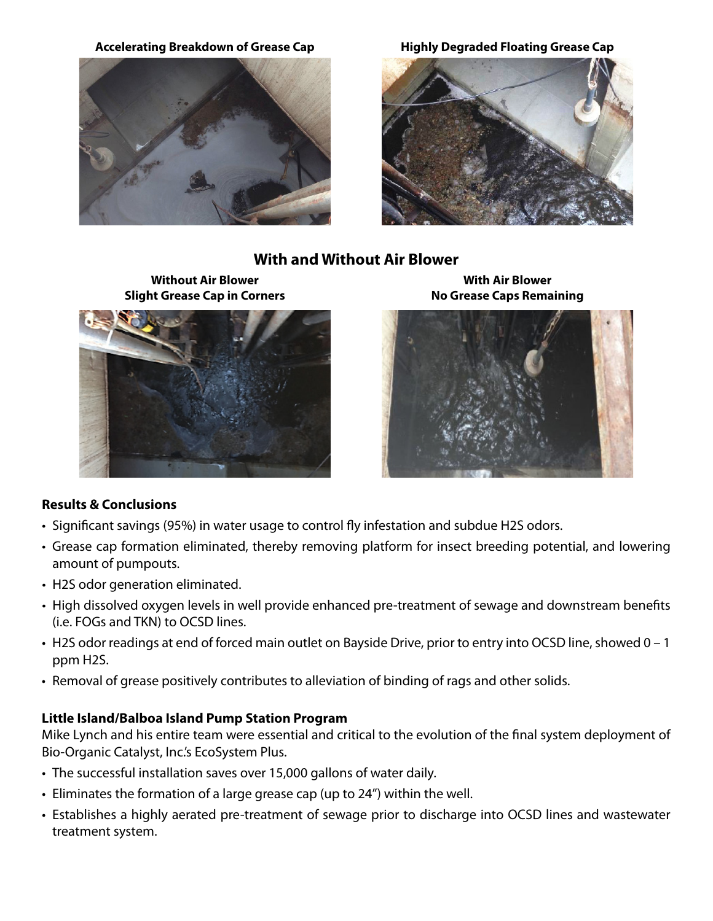**Accelerating Breakdown of Grease Cap**

**Highly Degraded Floating Grease Cap**

## With and Without Air Blower

**Without Air Blower**
**Slight Grease Cap in Corners**

**With Air Blower**
**No Grease Caps Remaining**

### Results & Conclusions

- Significant savings (95%) in water usage to control fly infestation and subdue $H_2S$ odors.
- Grease cap formation eliminated, thereby removing platform for insect breeding potential, and lowering amount of pumpouts.
- $H_2S$ odor generation eliminated.
- High dissolved oxygen levels in well provide enhanced pre-treatment of sewage and downstream benefits (i.e. FOGs and TKN) to OCSD lines.
- $H_2S$ odor readings at end of forced main outlet on Bayside Drive, prior to entry into OCSD line, showed 0 – 1 ppm $H_2S$.
- Removal of grease positively contributes to alleviation of binding of rags and other solids.

### Little Island/Balboa Island Pump Station Program

Mike Lynch and his entire team were essential and critical to the evolution of the final system deployment of Bio-Organic Catalyst, Inc.'s EcoSystem Plus.

- The successful installation saves over 15,000 gallons of water daily.
- Eliminates the formation of a large grease cap (up to 24") within the well.
- Establishes a highly aerated pre-treatment of sewage prior to discharge into OCSD lines and wastewater treatment system.